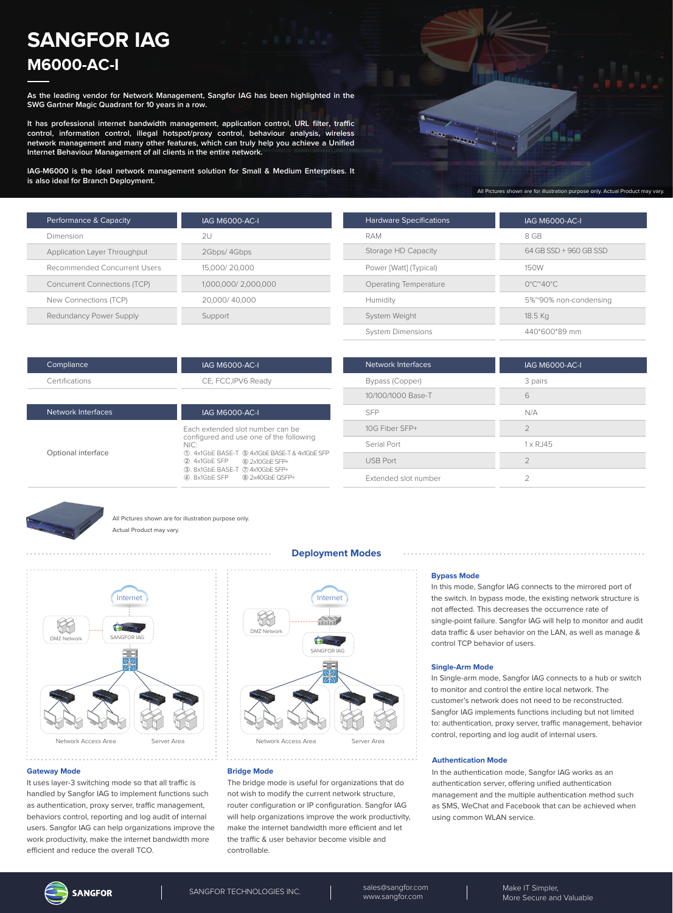# SANGFOR IAG

## M6000-AC-I

As the leading vendor for Network Management, Sangfor IAG has been highlighted in the SWG Gartner Magic Quadrant for 10 years in a row.

It has professional internet bandwidth management, application control, URL filter, traffic control, information control, illegal hotspot/proxy control, behaviour analysis, wireless network management and many other features, which can truly help you achieve a Unified Internet Behaviour Management of all clients in the entire network.

IAG-M6000 is the ideal network management solution for Small & Medium Enterprises. It is also ideal for Branch Deployment.

All Pictures shown are for illustration purpose only. Actual Product may vary.

| Performance & Capacity | IAG M6000-AC-I |
| --- | --- |
| Dimension | 2U |
| Application Layer Throughput | 2Gbps/ 4Gbps |
| Recommended Concurrent Users | 15,000/ 20,000 |
| Concurrent Connections (TCP) | 1,000,000/ 2,000,000 |
| New Connections (TCP) | 20,000/ 40,000 |
| Redundancy Power Supply | Support |

| Hardware Specifications | IAG M6000-AC-I |
| --- | --- |
| RAM | 8 GB |
| Storage HD Capacity | 64 GB SSD + 960 GB SSD |
| Power [Watt] (Typical) | 150W |
| Operating Temperature | 0°C~40°C |
| Humidity | 5%~90% non-condensing |
| System Weight | 18.5 Kg |
| System Dimensions | 440*600*89 mm |

| Compliance | IAG M6000-AC-I |
| --- | --- |
| Certifications | CE, FCC,IPV6 Ready |

| Network Interfaces | IAG M6000-AC-I |
| --- | --- |
| Optional interface | Each extended slot number can be configured and use one of the following NIC: ①. 4x1GbE BASE-T ②. 4x1GbE SFP ③. 8x1GbE BASE-T ④. 8x1GbE SFP ⑤ 4x1GbE BASE-T & 4x1GbE SFP ⑥ 2x10GbE SFP+ ⑦ 4x10GbE SFP+ ⑧ 2x40GbE QSFP+ |

| Network Interfaces | IAG M6000-AC-I |
| --- | --- |
| Bypass (Copper) | 3 pairs |
| 10/100/1000 Base-T | 6 |
| SFP | N/A |
| 10G Fiber SFP+ | 2 |
| Serial Port | 1 x RJ45 |
| USB Port | 2 |
| Extended slot number | 2 |

All Pictures shown are for illustration purpose only.
Actual Product may vary.

## Deployment Modes

Internet, DMZ Network, SANGFOR IAG, Network Access Area, Server Area

### Gateway Mode

It uses layer-3 switching mode so that all traffic is handled by Sangfor IAG to implement functions such as authentication, proxy server, traffic management, behaviors control, reporting and log audit of internal users. Sangfor IAG can help organizations improve the work productivity, make the internet bandwidth more efficient and reduce the overall TCO.

Internet, DMZ Network, SANGFOR IAG, Network Access Area, Server Area

### Bridge Mode

The bridge mode is useful for organizations that do not wish to modify the current network structure, router configuration or IP configuration. Sangfor IAG will help organizations improve the work productivity, make the internet bandwidth more efficient and let the traffic & user behavior become visible and controllable.

### Bypass Mode

In this mode, Sangfor IAG connects to the mirrored port of the switch. In bypass mode, the existing network structure is not affected. This decreases the occurrence rate of single-point failure. Sangfor IAG will help to monitor and audit data traffic & user behavior on the LAN, as well as manage & control TCP behavior of users.

### Single-Arm Mode

In Single-arm mode, Sangfor IAG connects to a hub or switch to monitor and control the entire local network. The customer's network does not need to be reconstructed. Sangfor IAG implements functions including but not limited to: authentication, proxy server, traffic management, behavior control, reporting and log audit of internal users.

### Authentication Mode

In the authentication mode, Sangfor IAG works as an authentication server, offering unified authentication management and the multiple authentication method such as SMS, WeChat and Facebook that can be achieved when using common WLAN service.

SANGFOR | SANGFOR TECHNOLOGIES INC. | sales@sangfor.com www.sangfor.com | Make IT Simpler, More Secure and Valuable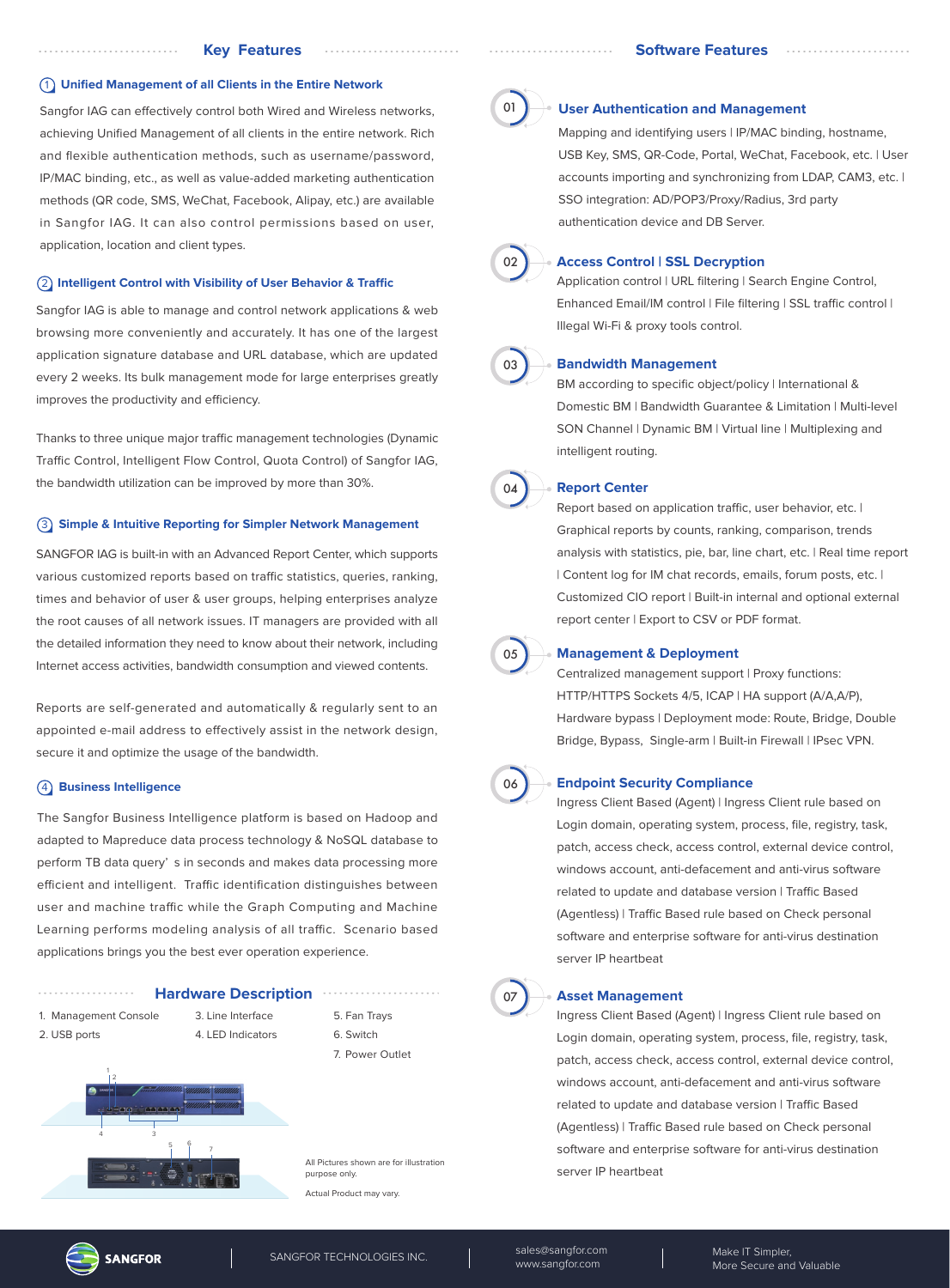## Key Features

### 1 Unified Management of all Clients in the Entire Network

Sangfor IAG can effectively control both Wired and Wireless networks, achieving Unified Management of all clients in the entire network. Rich and flexible authentication methods, such as username/password, IP/MAC binding, etc., as well as value-added marketing authentication methods (QR code, SMS, WeChat, Facebook, Alipay, etc.) are available in Sangfor IAG. It can also control permissions based on user, application, location and client types.

### 2 Intelligent Control with Visibility of User Behavior & Traffic

Sangfor IAG is able to manage and control network applications & web browsing more conveniently and accurately. It has one of the largest application signature database and URL database, which are updated every 2 weeks. Its bulk management mode for large enterprises greatly improves the productivity and efficiency.

Thanks to three unique major traffic management technologies (Dynamic Traffic Control, Intelligent Flow Control, Quota Control) of Sangfor IAG, the bandwidth utilization can be improved by more than 30%.

### 3 Simple & Intuitive Reporting for Simpler Network Management

SANGFOR IAG is built-in with an Advanced Report Center, which supports various customized reports based on traffic statistics, queries, ranking, times and behavior of user & user groups, helping enterprises analyze the root causes of all network issues. IT managers are provided with all the detailed information they need to know about their network, including Internet access activities, bandwidth consumption and viewed contents.

Reports are self-generated and automatically & regularly sent to an appointed e-mail address to effectively assist in the network design, secure it and optimize the usage of the bandwidth.

### 4 Business Intelligence

The Sangfor Business Intelligence platform is based on Hadoop and adapted to Mapreduce data process technology & NoSQL database to perform TB data query' s in seconds and makes data processing more efficient and intelligent. Traffic identification distinguishes between user and machine traffic while the Graph Computing and Machine Learning performs modeling analysis of all traffic. Scenario based applications brings you the best ever operation experience.

## Hardware Description

1. Management Console
2. USB ports
3. Line Interface
4. LED Indicators
5. Fan Trays
6. Switch
7. Power Outlet

All Pictures shown are for illustration purpose only.

Actual Product may vary.

## Software Features

### 01 User Authentication and Management

Mapping and identifying users | IP/MAC binding, hostname, USB Key, SMS, QR-Code, Portal, WeChat, Facebook, etc. | User accounts importing and synchronizing from LDAP, CAM3, etc. | SSO integration: AD/POP3/Proxy/Radius, 3rd party authentication device and DB Server.

### 02 Access Control | SSL Decryption

Application control | URL filtering | Search Engine Control, Enhanced Email/IM control | File filtering | SSL traffic control | Illegal Wi-Fi & proxy tools control.

### 03 Bandwidth Management

BM according to specific object/policy | International & Domestic BM | Bandwidth Guarantee & Limitation | Multi-level SON Channel | Dynamic BM | Virtual line | Multiplexing and intelligent routing.

### 04 Report Center

Report based on application traffic, user behavior, etc. | Graphical reports by counts, ranking, comparison, trends analysis with statistics, pie, bar, line chart, etc. | Real time report | Content log for IM chat records, emails, forum posts, etc. | Customized CIO report | Built-in internal and optional external report center | Export to CSV or PDF format.

### 05 Management & Deployment

Centralized management support | Proxy functions: HTTP/HTTPS Sockets 4/5, ICAP | HA support (A/A,A/P), Hardware bypass | Deployment mode: Route, Bridge, Double Bridge, Bypass, Single-arm | Built-in Firewall | IPsec VPN.

### 06 Endpoint Security Compliance

Ingress Client Based (Agent) | Ingress Client rule based on Login domain, operating system, process, file, registry, task, patch, access check, access control, external device control, windows account, anti-defacement and anti-virus software related to update and database version | Traffic Based (Agentless) | Traffic Based rule based on Check personal software and enterprise software for anti-virus destination server IP heartbeat

### 07 Asset Management

Ingress Client Based (Agent) | Ingress Client rule based on Login domain, operating system, process, file, registry, task, patch, access check, access control, external device control, windows account, anti-defacement and anti-virus software related to update and database version | Traffic Based (Agentless) | Traffic Based rule based on Check personal software and enterprise software for anti-virus destination server IP heartbeat

SANGFOR | SANGFOR TECHNOLOGIES INC. | sales@sangfor.com www.sangfor.com | Make IT Simpler, More Secure and Valuable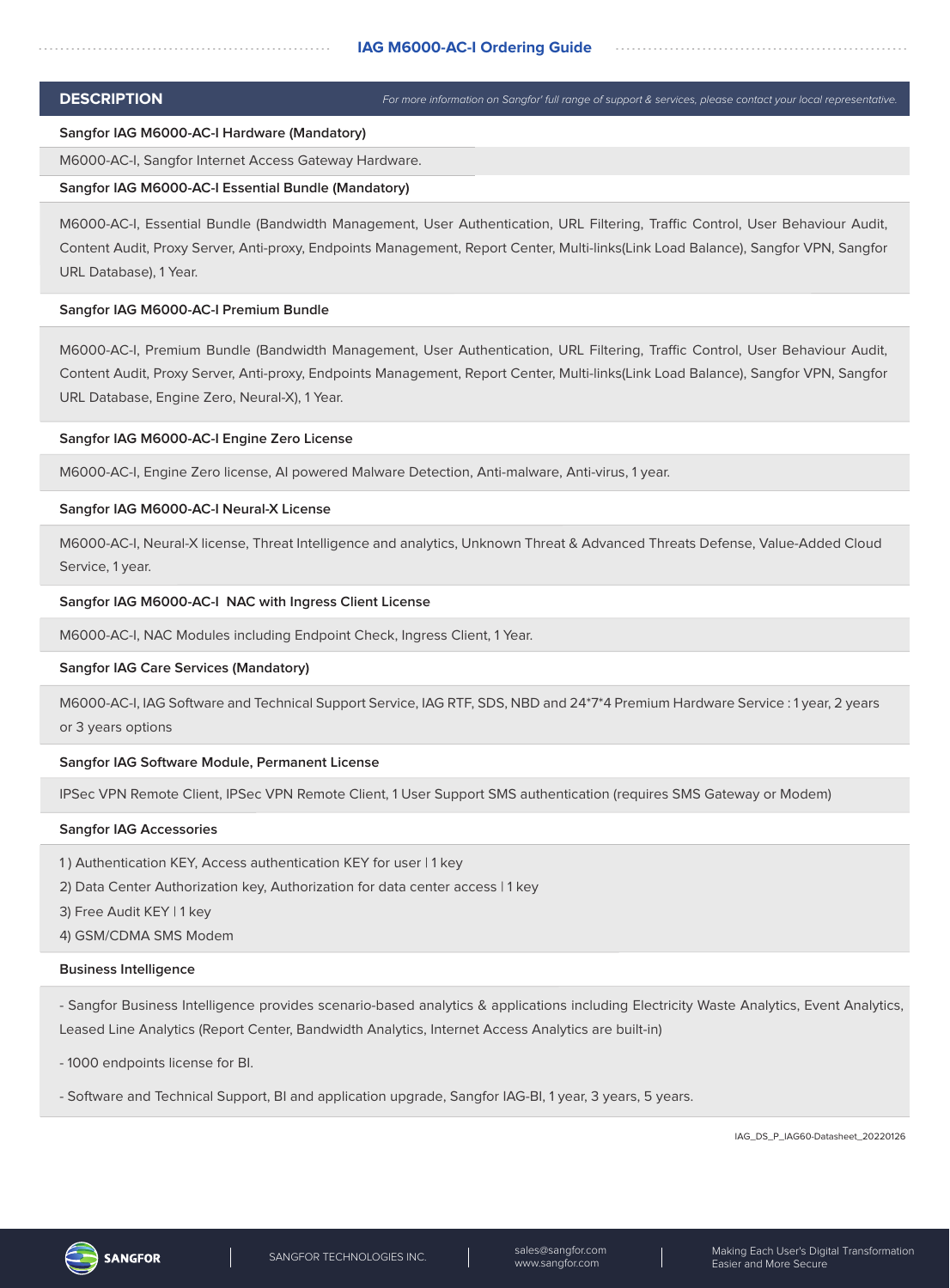## IAG M6000-AC-I Ordering Guide

| DESCRIPTION | *For more information on Sangfor' full range of support & services, please contact your local representative.* |
|---|---|

**Sangfor IAG M6000-AC-I Hardware (Mandatory)**

M6000-AC-I, Sangfor Internet Access Gateway Hardware.

**Sangfor IAG M6000-AC-I Essential Bundle (Mandatory)**

M6000-AC-I, Essential Bundle (Bandwidth Management, User Authentication, URL Filtering, Traffic Control, User Behaviour Audit, Content Audit, Proxy Server, Anti-proxy, Endpoints Management, Report Center, Multi-links(Link Load Balance), Sangfor VPN, Sangfor URL Database), 1 Year.

**Sangfor IAG M6000-AC-I Premium Bundle**

M6000-AC-I, Premium Bundle (Bandwidth Management, User Authentication, URL Filtering, Traffic Control, User Behaviour Audit, Content Audit, Proxy Server, Anti-proxy, Endpoints Management, Report Center, Multi-links(Link Load Balance), Sangfor VPN, Sangfor URL Database, Engine Zero, Neural-X), 1 Year.

**Sangfor IAG M6000-AC-I Engine Zero License**

M6000-AC-I, Engine Zero license, AI powered Malware Detection, Anti-malware, Anti-virus, 1 year.

**Sangfor IAG M6000-AC-I Neural-X License**

M6000-AC-I, Neural-X license, Threat Intelligence and analytics, Unknown Threat & Advanced Threats Defense, Value-Added Cloud Service, 1 year.

**Sangfor IAG M6000-AC-I NAC with Ingress Client License**

M6000-AC-I, NAC Modules including Endpoint Check, Ingress Client, 1 Year.

**Sangfor IAG Care Services (Mandatory)**

M6000-AC-I, IAG Software and Technical Support Service, IAG RTF, SDS, NBD and 24*7*4 Premium Hardware Service : 1 year, 2 years or 3 years options

**Sangfor IAG Software Module, Permanent License**

IPSec VPN Remote Client, IPSec VPN Remote Client, 1 User Support SMS authentication (requires SMS Gateway or Modem)

**Sangfor IAG Accessories**

1 ) Authentication KEY, Access authentication KEY for user | 1 key
2) Data Center Authorization key, Authorization for data center access | 1 key
3) Free Audit KEY | 1 key
4) GSM/CDMA SMS Modem

**Business Intelligence**

- Sangfor Business Intelligence provides scenario-based analytics & applications including Electricity Waste Analytics, Event Analytics, Leased Line Analytics (Report Center, Bandwidth Analytics, Internet Access Analytics are built-in)

- 1000 endpoints license for BI.

- Software and Technical Support, BI and application upgrade, Sangfor IAG-BI, 1 year, 3 years, 5 years.

IAG_DS_P_IAG60-Datasheet_20220126

SANGFOR TECHNOLOGIES INC.

sales@sangfor.com
www.sangfor.com

Making Each User's Digital Transformation Easier and More Secure